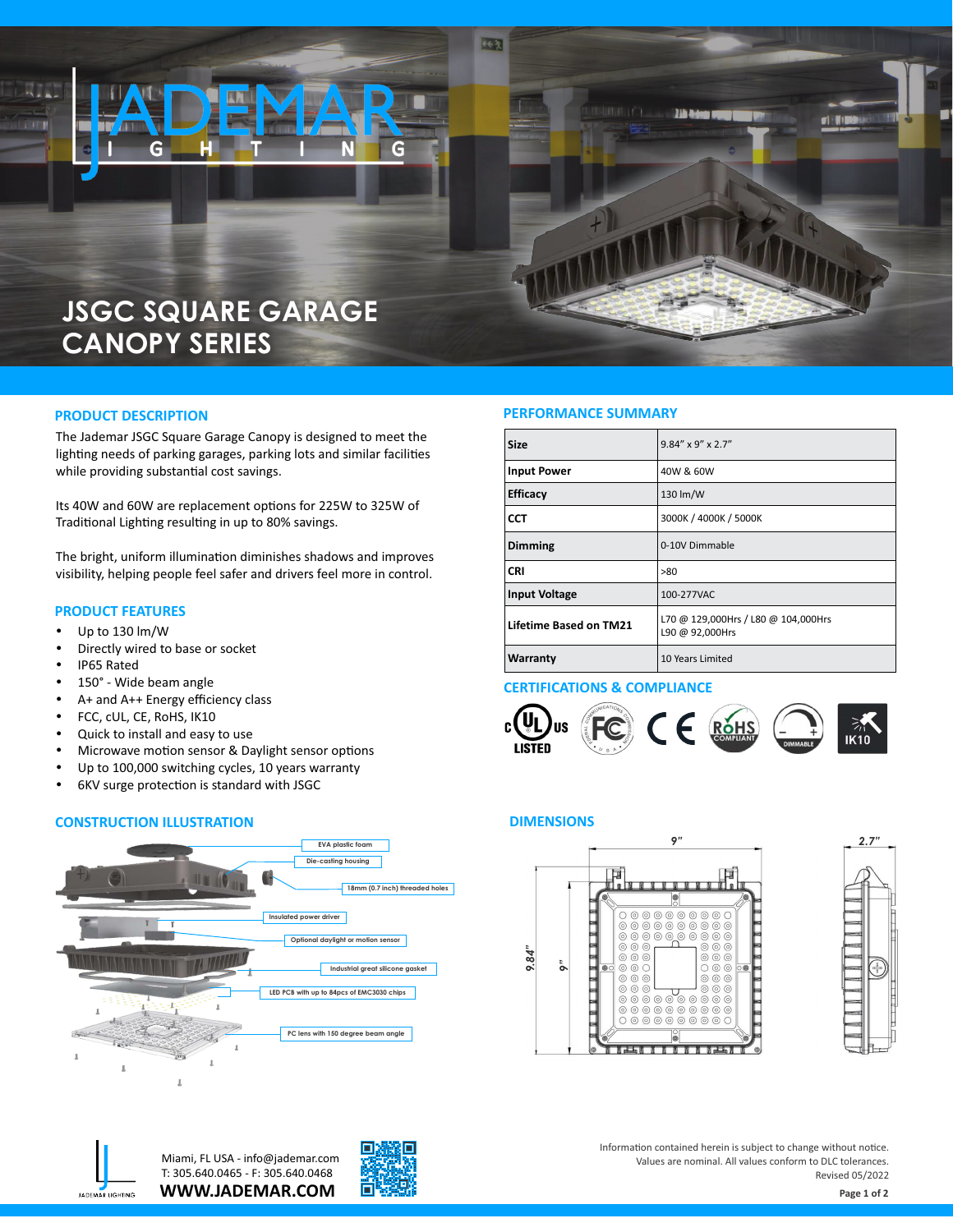# JSGC SQUARE GARAGE CANOPY SERIES

## PRODUCT DESCRIPTION

The Jademar JSGC Square Garage Canopy is designed to meet the lighting needs of parking garages, parking lots and similar facilities while providing substantial cost savings.

Its 40W and 60W are replacement options for 225W to 325W of Traditional Lighting resulting in up to 80% savings.

The bright, uniform illumination diminishes shadows and improves visibility, helping people feel safer and drivers feel more in control.

## PRODUCT FEATURES

- Up to 130 lm/W
- Directly wired to base or socket
- IP65 Rated
- 150° - Wide beam angle
- A+ and A++ Energy efficiency class
- FCC, cUL, CE, RoHS, IK10
- Quick to install and easy to use
- Microwave motion sensor & Daylight sensor options
- Up to 100,000 switching cycles, 10 years warranty
- 6KV surge protection is standard with JSGC

## CONSTRUCTION ILLUSTRATION

- EVA plastic foam
- Die-casting housing
- 18mm (0.7 inch) threaded holes
- Insulated power driver
- Optional daylight or motion sensor
- Industrial great silicone gasket
- LED PCB with up to 84pcs of EMC3030 chips
- PC lens with 150 degree beam angle

## PERFORMANCE SUMMARY

| | |
|---|---|
| **Size** | 9.84" x 9" x 2.7" |
| **Input Power** | 40W & 60W |
| **Efficacy** | 130 lm/W |
| **CCT** | 3000K / 4000K / 5000K |
| **Dimming** | 0-10V Dimmable |
| **CRI** | >80 |
| **Input Voltage** | 100-277VAC |
| **Lifetime Based on TM21** | L70 @ 129,000Hrs / L80 @ 104,000Hrs<br>L90 @ 92,000Hrs |
| **Warranty** | 10 Years Limited |

## CERTIFICATIONS & COMPLIANCE

cUL US LISTED, FC, CE, RoHS COMPLIANT, DIMMABLE, IK10

## DIMENSIONS

9" | 9.84" | 9" | 2.7"

Miami, FL USA - info@jademar.com
T: 305.640.0465 - F: 305.640.0468
**WWW.JADEMAR.COM**

Information contained herein is subject to change without notice.
Values are nominal. All values conform to DLC tolerances.
Revised 05/2022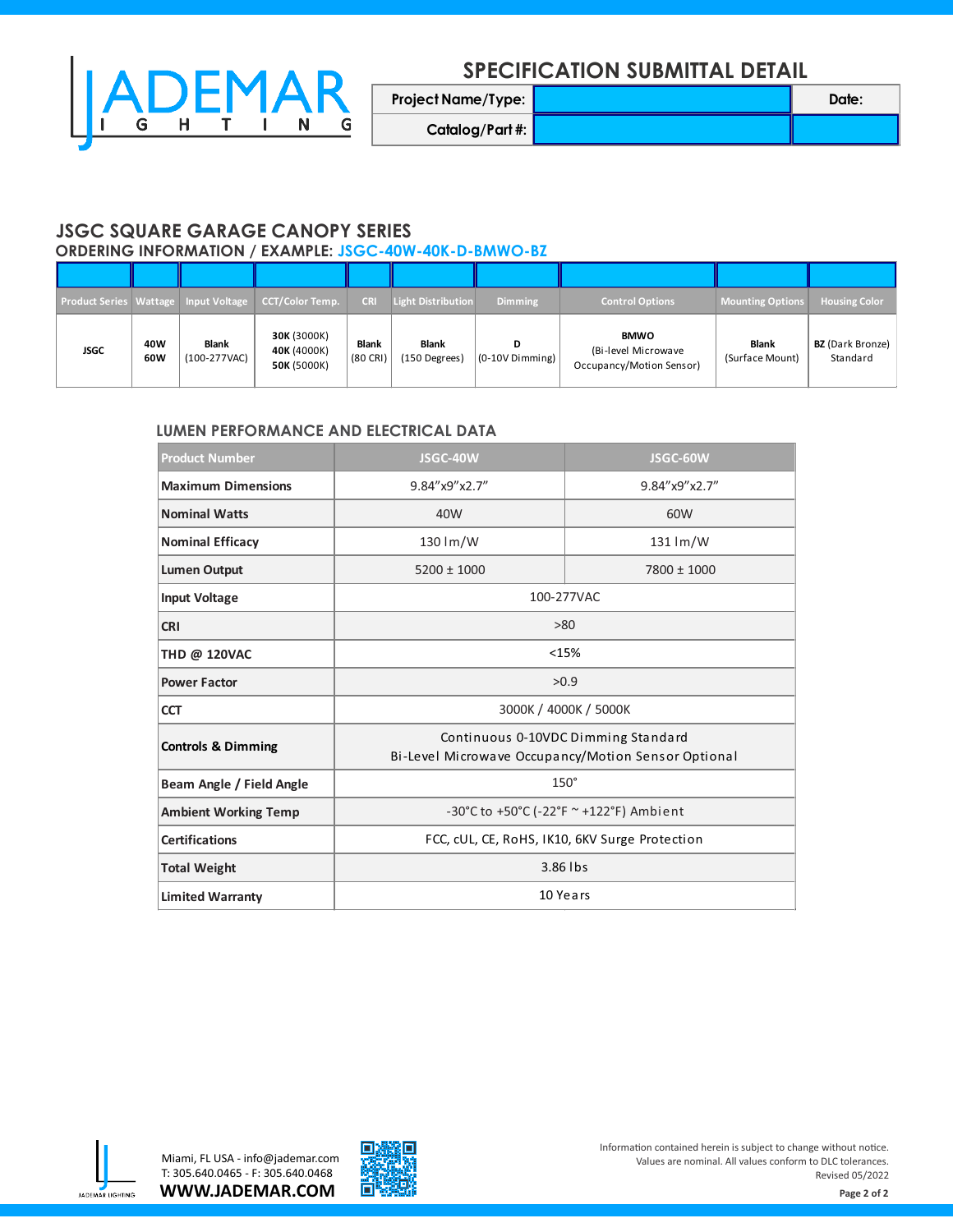JADEMAR LIGHTING

## SPECIFICATION SUBMITTAL DETAIL

| Project Name/Type: | | Date: |
|---|---|---|
| Catalog/Part #: | | |

## JSGC SQUARE GARAGE CANOPY SERIES

### ORDERING INFORMATION / EXAMPLE: JSGC-40W-40K-D-BMWO-BZ

| Product Series | Wattage | Input Voltage | CCT/Color Temp. | CRI | Light Distribution | Dimming | Control Options | Mounting Options | Housing Color |
|---|---|---|---|---|---|---|---|---|---|
| **JSGC** | **40W**<br>**60W** | **Blank**<br>(100-277VAC) | **30K** (3000K)<br>**40K** (4000K)<br>**50K** (5000K) | **Blank**<br>(80 CRI) | **Blank**<br>(150 Degrees) | **D**<br>(0-10V Dimming) | **BMWO**<br>(Bi-level Microwave Occupancy/Motion Sensor) | **Blank**<br>(Surface Mount) | **BZ** (Dark Bronze)<br>Standard |

### LUMEN PERFORMANCE AND ELECTRICAL DATA

| Product Number | JSGC-40W | JSGC-60W |
|---|---|---|
| **Maximum Dimensions** | 9.84"x9"x2.7" | 9.84"x9"x2.7" |
| **Nominal Watts** | 40W | 60W |
| **Nominal Efficacy** | 130 lm/W | 131 lm/W |
| **Lumen Output** | 5200 ± 1000 | 7800 ± 1000 |
| **Input Voltage** | 100-277VAC | |
| **CRI** | >80 | |
| **THD @ 120VAC** | <15% | |
| **Power Factor** | >0.9 | |
| **CCT** | 3000K / 4000K / 5000K | |
| **Controls & Dimming** | Continuous 0-10VDC Dimming Standard<br>Bi-Level Microwave Occupancy/Motion Sensor Optional | |
| **Beam Angle / Field Angle** | 150° | |
| **Ambient Working Temp** | -30°C to +50°C (-22°F ~ +122°F) Ambient | |
| **Certifications** | FCC, cUL, CE, RoHS, IK10, 6KV Surge Protection | |
| **Total Weight** | 3.86 lbs | |
| **Limited Warranty** | 10 Years | |

JADEMAR LIGHTING

Miami, FL USA - info@jademar.com
T: 305.640.0465 - F: 305.640.0468
**WWW.JADEMAR.COM**

Information contained herein is subject to change without notice.
Values are nominal. All values conform to DLC tolerances.
Revised 05/2022